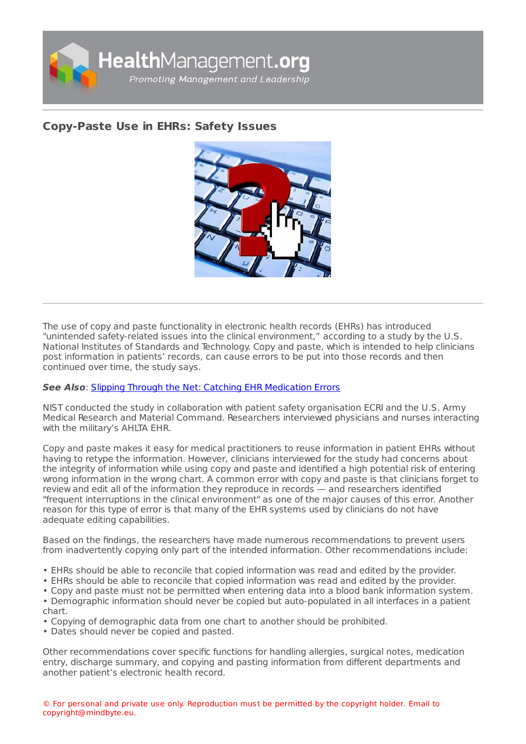# Copy-Paste Use in EHRs: Safety Issues

The use of copy and paste functionality in electronic health records (EHRs) has introduced "unintended safety-related issues into the clinical environment," according to a study by the U.S. National Institutes of Standards and Technology. Copy and paste, which is intended to help clinicians post information in patients' records, can cause errors to be put into those records and then continued over time, the study says.

***See Also***: [Slipping Through the Net: Catching EHR Medication Errors]()

NIST conducted the study in collaboration with patient safety organisation ECRI and the U.S. Army Medical Research and Material Command. Researchers interviewed physicians and nurses interacting with the military's AHLTA EHR.

Copy and paste makes it easy for medical practitioners to reuse information in patient EHRs without having to retype the information. However, clinicians interviewed for the study had concerns about the integrity of information while using copy and paste and identified a high potential risk of entering wrong information in the wrong chart. A common error with copy and paste is that clinicians forget to review and edit all of the information they reproduce in records — and researchers identified "frequent interruptions in the clinical environment" as one of the major causes of this error. Another reason for this type of error is that many of the EHR systems used by clinicians do not have adequate editing capabilities.

Based on the findings, the researchers have made numerous recommendations to prevent users from inadvertently copying only part of the intended information. Other recommendations include:

- EHRs should be able to reconcile that copied information was read and edited by the provider.
- EHRs should be able to reconcile that copied information was read and edited by the provider.
- Copy and paste must not be permitted when entering data into a blood bank information system.
- Demographic information should never be copied but auto-populated in all interfaces in a patient chart.
- Copying of demographic data from one chart to another should be prohibited.
- Dates should never be copied and pasted.

Other recommendations cover specific functions for handling allergies, surgical notes, medication entry, discharge summary, and copying and pasting information from different departments and another patient's electronic health record.

© For personal and private use only. Reproduction must be permitted by the copyright holder. Email to copyright@mindbyte.eu.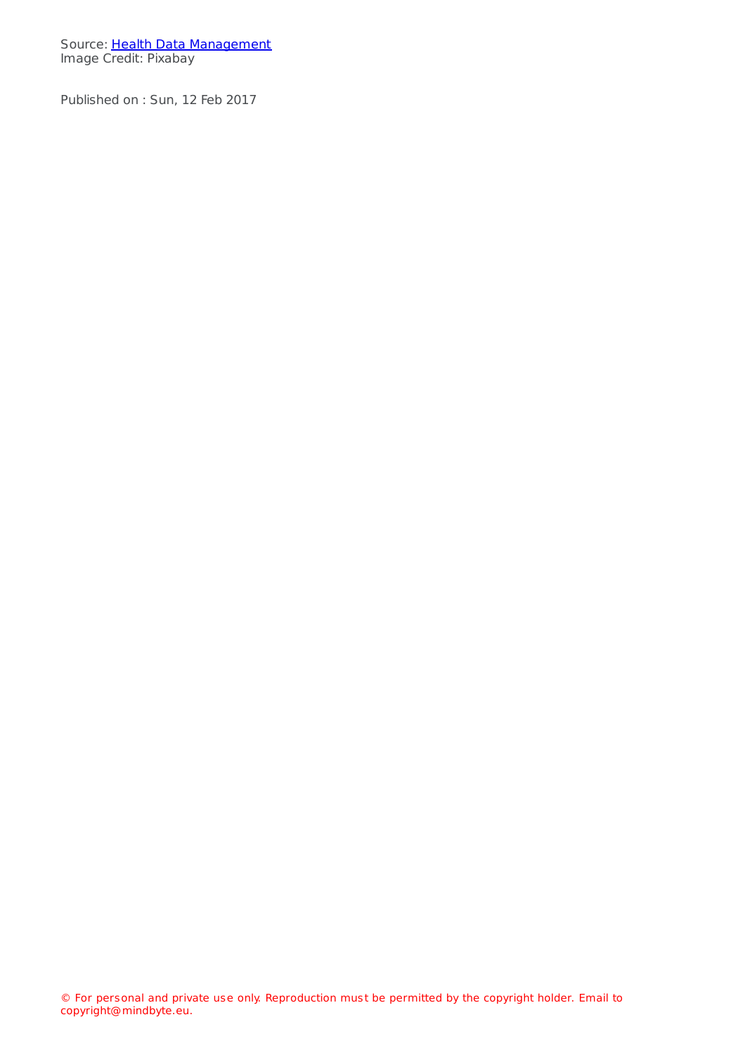Source: [Health Data Management](Health Data Management)
Image Credit: Pixabay

Published on : Sun, 12 Feb 2017